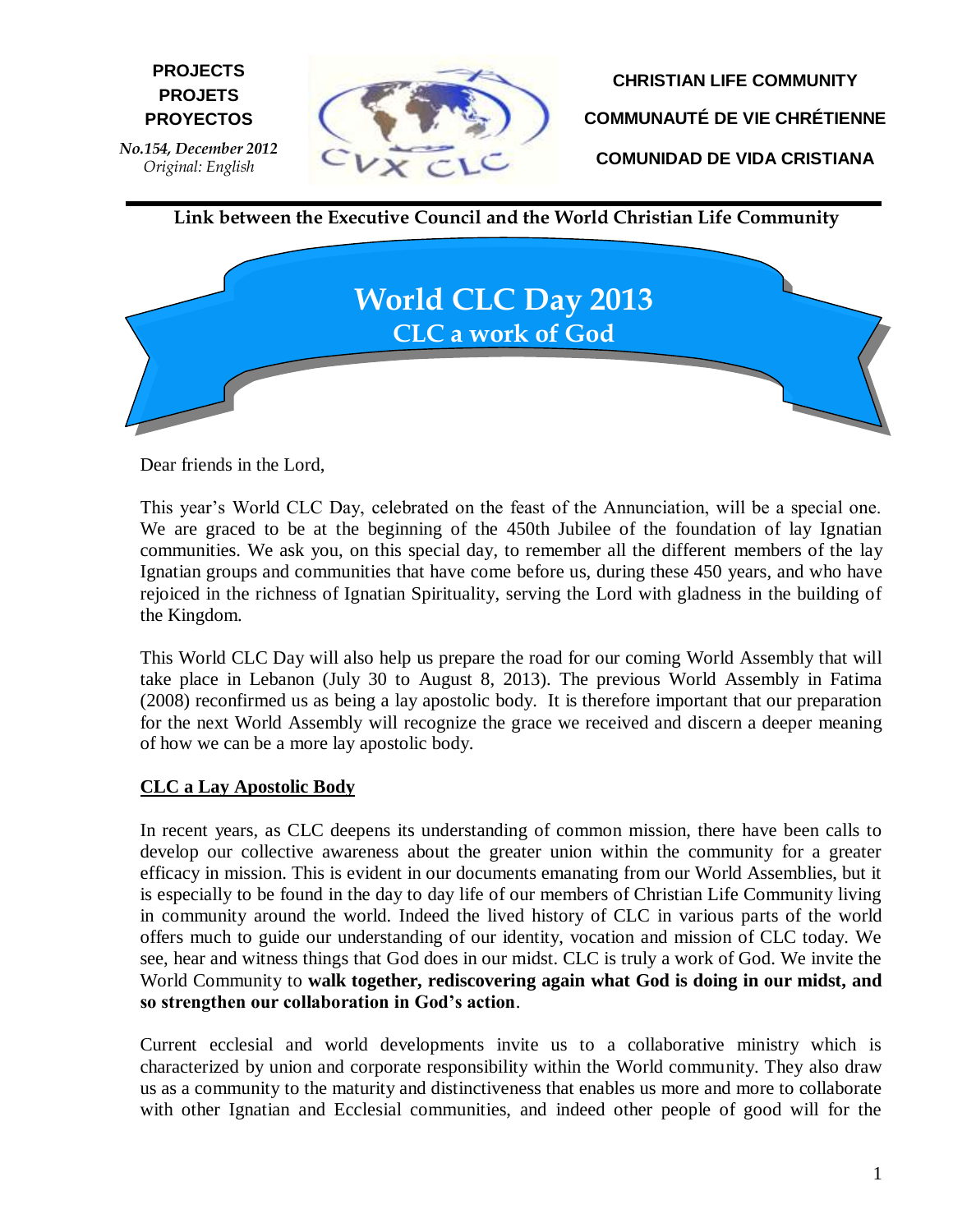**PROJECTS**
**PROJETS**
**PROYECTOS**

*No.154, December 2012*
*Original: English*

**CHRISTIAN LIFE COMMUNITY**

**COMMUNAUTÉ DE VIE CHRÉTIENNE**

**COMUNIDAD DE VIDA CRISTIANA**

**Link between the Executive Council and the World Christian Life Community**

# World CLC Day 2013
## CLC a work of God

Dear friends in the Lord,

This year's World CLC Day, celebrated on the feast of the Annunciation, will be a special one. We are graced to be at the beginning of the 450th Jubilee of the foundation of lay Ignatian communities. We ask you, on this special day, to remember all the different members of the lay Ignatian groups and communities that have come before us, during these 450 years, and who have rejoiced in the richness of Ignatian Spirituality, serving the Lord with gladness in the building of the Kingdom.

This World CLC Day will also help us prepare the road for our coming World Assembly that will take place in Lebanon (July 30 to August 8, 2013). The previous World Assembly in Fatima (2008) reconfirmed us as being a lay apostolic body. It is therefore important that our preparation for the next World Assembly will recognize the grace we received and discern a deeper meaning of how we can be a more lay apostolic body.

### CLC a Lay Apostolic Body

In recent years, as CLC deepens its understanding of common mission, there have been calls to develop our collective awareness about the greater union within the community for a greater efficacy in mission. This is evident in our documents emanating from our World Assemblies, but it is especially to be found in the day to day life of our members of Christian Life Community living in community around the world. Indeed the lived history of CLC in various parts of the world offers much to guide our understanding of our identity, vocation and mission of CLC today. We see, hear and witness things that God does in our midst. CLC is truly a work of God. We invite the World Community to **walk together, rediscovering again what God is doing in our midst, and so strengthen our collaboration in God's action**.

Current ecclesial and world developments invite us to a collaborative ministry which is characterized by union and corporate responsibility within the World community. They also draw us as a community to the maturity and distinctiveness that enables us more and more to collaborate with other Ignatian and Ecclesial communities, and indeed other people of good will for the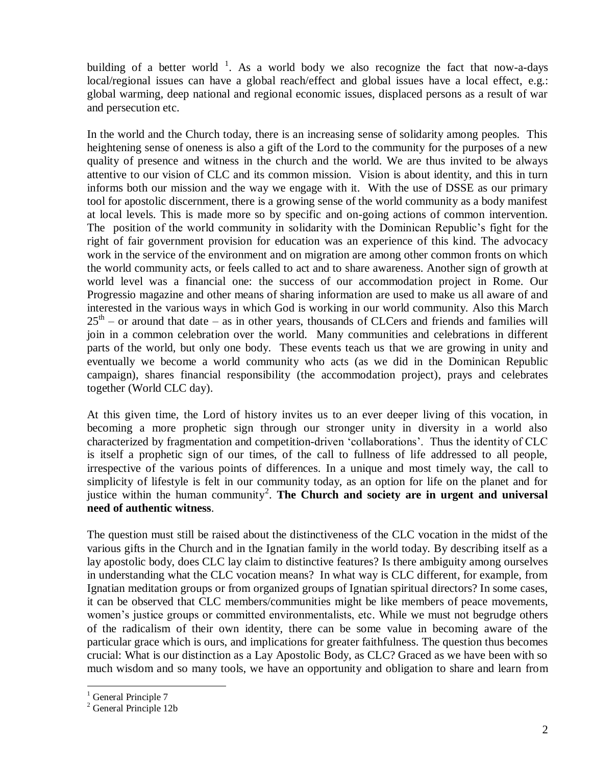building of a better world [1]. As a world body we also recognize the fact that now-a-days local/regional issues can have a global reach/effect and global issues have a local effect, e.g.: global warming, deep national and regional economic issues, displaced persons as a result of war and persecution etc.

In the world and the Church today, there is an increasing sense of solidarity among peoples. This heightening sense of oneness is also a gift of the Lord to the community for the purposes of a new quality of presence and witness in the church and the world. We are thus invited to be always attentive to our vision of CLC and its common mission. Vision is about identity, and this in turn informs both our mission and the way we engage with it. With the use of DSSE as our primary tool for apostolic discernment, there is a growing sense of the world community as a body manifest at local levels. This is made more so by specific and on-going actions of common intervention. The position of the world community in solidarity with the Dominican Republic's fight for the right of fair government provision for education was an experience of this kind. The advocacy work in the service of the environment and on migration are among other common fronts on which the world community acts, or feels called to act and to share awareness. Another sign of growth at world level was a financial one: the success of our accommodation project in Rome. Our Progressio magazine and other means of sharing information are used to make us all aware of and interested in the various ways in which God is working in our world community. Also this March 25th – or around that date – as in other years, thousands of CLCers and friends and families will join in a common celebration over the world. Many communities and celebrations in different parts of the world, but only one body. These events teach us that we are growing in unity and eventually we become a world community who acts (as we did in the Dominican Republic campaign), shares financial responsibility (the accommodation project), prays and celebrates together (World CLC day).

At this given time, the Lord of history invites us to an ever deeper living of this vocation, in becoming a more prophetic sign through our stronger unity in diversity in a world also characterized by fragmentation and competition-driven 'collaborations'. Thus the identity of CLC is itself a prophetic sign of our times, of the call to fullness of life addressed to all people, irrespective of the various points of differences. In a unique and most timely way, the call to simplicity of lifestyle is felt in our community today, as an option for life on the planet and for justice within the human community[2]. **The Church and society are in urgent and universal need of authentic witness**.

The question must still be raised about the distinctiveness of the CLC vocation in the midst of the various gifts in the Church and in the Ignatian family in the world today. By describing itself as a lay apostolic body, does CLC lay claim to distinctive features? Is there ambiguity among ourselves in understanding what the CLC vocation means? In what way is CLC different, for example, from Ignatian meditation groups or from organized groups of Ignatian spiritual directors? In some cases, it can be observed that CLC members/communities might be like members of peace movements, women's justice groups or committed environmentalists, etc. While we must not begrudge others of the radicalism of their own identity, there can be some value in becoming aware of the particular grace which is ours, and implications for greater faithfulness. The question thus becomes crucial: What is our distinction as a Lay Apostolic Body, as CLC? Graced as we have been with so much wisdom and so many tools, we have an opportunity and obligation to share and learn from

---

[1] General Principle 7

[2] General Principle 12b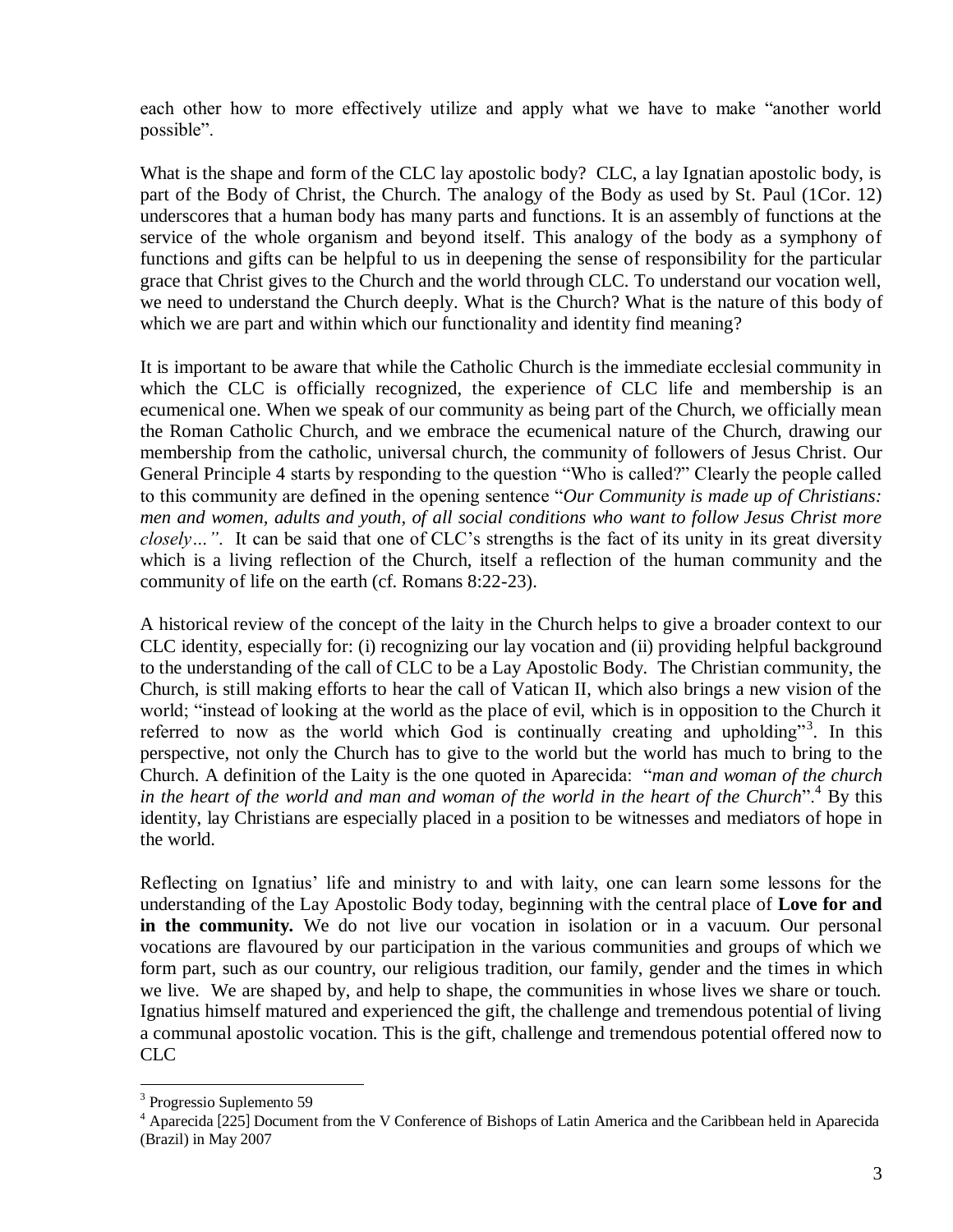each other how to more effectively utilize and apply what we have to make "another world possible".

What is the shape and form of the CLC lay apostolic body? CLC, a lay Ignatian apostolic body, is part of the Body of Christ, the Church. The analogy of the Body as used by St. Paul (1Cor. 12) underscores that a human body has many parts and functions. It is an assembly of functions at the service of the whole organism and beyond itself. This analogy of the body as a symphony of functions and gifts can be helpful to us in deepening the sense of responsibility for the particular grace that Christ gives to the Church and the world through CLC. To understand our vocation well, we need to understand the Church deeply. What is the Church? What is the nature of this body of which we are part and within which our functionality and identity find meaning?

It is important to be aware that while the Catholic Church is the immediate ecclesial community in which the CLC is officially recognized, the experience of CLC life and membership is an ecumenical one. When we speak of our community as being part of the Church, we officially mean the Roman Catholic Church, and we embrace the ecumenical nature of the Church, drawing our membership from the catholic, universal church, the community of followers of Jesus Christ. Our General Principle 4 starts by responding to the question "Who is called?" Clearly the people called to this community are defined in the opening sentence "*Our Community is made up of Christians: men and women, adults and youth, of all social conditions who want to follow Jesus Christ more closely…"*. It can be said that one of CLC's strengths is the fact of its unity in its great diversity which is a living reflection of the Church, itself a reflection of the human community and the community of life on the earth (cf. Romans 8:22-23).

A historical review of the concept of the laity in the Church helps to give a broader context to our CLC identity, especially for: (i) recognizing our lay vocation and (ii) providing helpful background to the understanding of the call of CLC to be a Lay Apostolic Body. The Christian community, the Church, is still making efforts to hear the call of Vatican II, which also brings a new vision of the world; "instead of looking at the world as the place of evil, which is in opposition to the Church it referred to now as the world which God is continually creating and upholding"[3]. In this perspective, not only the Church has to give to the world but the world has much to bring to the Church. A definition of the Laity is the one quoted in Aparecida: "*man and woman of the church in the heart of the world and man and woman of the world in the heart of the Church*".[4] By this identity, lay Christians are especially placed in a position to be witnesses and mediators of hope in the world.

Reflecting on Ignatius' life and ministry to and with laity, one can learn some lessons for the understanding of the Lay Apostolic Body today, beginning with the central place of **Love for and in the community.** We do not live our vocation in isolation or in a vacuum. Our personal vocations are flavoured by our participation in the various communities and groups of which we form part, such as our country, our religious tradition, our family, gender and the times in which we live. We are shaped by, and help to shape, the communities in whose lives we share or touch. Ignatius himself matured and experienced the gift, the challenge and tremendous potential of living a communal apostolic vocation. This is the gift, challenge and tremendous potential offered now to CLC

---

[3] Progressio Suplemento 59

[4] Aparecida [225] Document from the V Conference of Bishops of Latin America and the Caribbean held in Aparecida (Brazil) in May 2007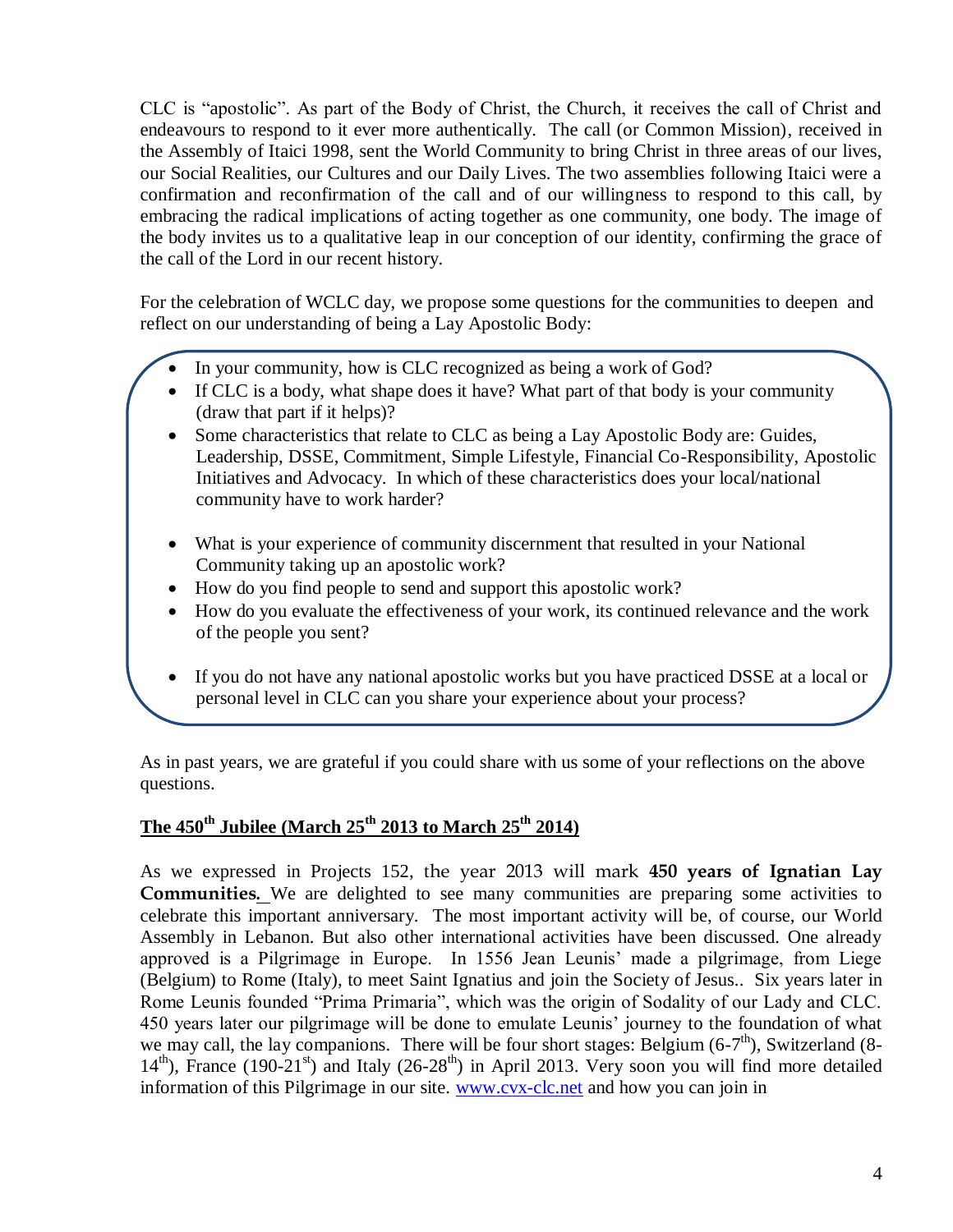CLC is “apostolic”. As part of the Body of Christ, the Church, it receives the call of Christ and endeavours to respond to it ever more authentically. The call (or Common Mission), received in the Assembly of Itaici 1998, sent the World Community to bring Christ in three areas of our lives, our Social Realities, our Cultures and our Daily Lives. The two assemblies following Itaici were a confirmation and reconfirmation of the call and of our willingness to respond to this call, by embracing the radical implications of acting together as one community, one body. The image of the body invites us to a qualitative leap in our conception of our identity, confirming the grace of the call of the Lord in our recent history.

For the celebration of WCLC day, we propose some questions for the communities to deepen and reflect on our understanding of being a Lay Apostolic Body:

- In your community, how is CLC recognized as being a work of God?
- If CLC is a body, what shape does it have? What part of that body is your community (draw that part if it helps)?
- Some characteristics that relate to CLC as being a Lay Apostolic Body are: Guides, Leadership, DSSE, Commitment, Simple Lifestyle, Financial Co-Responsibility, Apostolic Initiatives and Advocacy. In which of these characteristics does your local/national community have to work harder?

- What is your experience of community discernment that resulted in your National Community taking up an apostolic work?
- How do you find people to send and support this apostolic work?
- How do you evaluate the effectiveness of your work, its continued relevance and the work of the people you sent?

- If you do not have any national apostolic works but you have practiced DSSE at a local or personal level in CLC can you share your experience about your process?

As in past years, we are grateful if you could share with us some of your reflections on the above questions.

## The 450th Jubilee (March 25th 2013 to March 25th 2014)

As we expressed in Projects 152, the year 2013 will mark **450 years of Ignatian Lay Communities.** We are delighted to see many communities are preparing some activities to celebrate this important anniversary. The most important activity will be, of course, our World Assembly in Lebanon. But also other international activities have been discussed. One already approved is a Pilgrimage in Europe. In 1556 Jean Leunis’ made a pilgrimage, from Liege (Belgium) to Rome (Italy), to meet Saint Ignatius and join the Society of Jesus.. Six years later in Rome Leunis founded “Prima Primaria”, which was the origin of Sodality of our Lady and CLC. 450 years later our pilgrimage will be done to emulate Leunis’ journey to the foundation of what we may call, the lay companions. There will be four short stages: Belgium (6-7th), Switzerland (8-14th), France (190-21st) and Italy (26-28th) in April 2013. Very soon you will find more detailed information of this Pilgrimage in our site. www.cvx-clc.net and how you can join in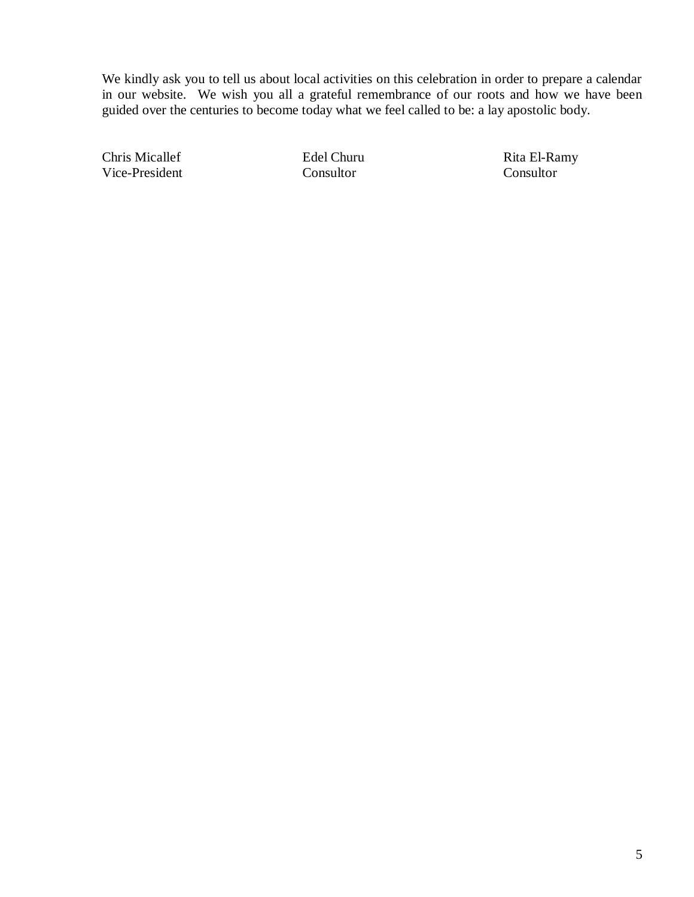We kindly ask you to tell us about local activities on this celebration in order to prepare a calendar in our website. We wish you all a grateful remembrance of our roots and how we have been guided over the centuries to become today what we feel called to be: a lay apostolic body.

| | | |
|---|---|---|
| Chris Micallef | Edel Churu | Rita El-Ramy |
| Vice-President | Consultor | Consultor |